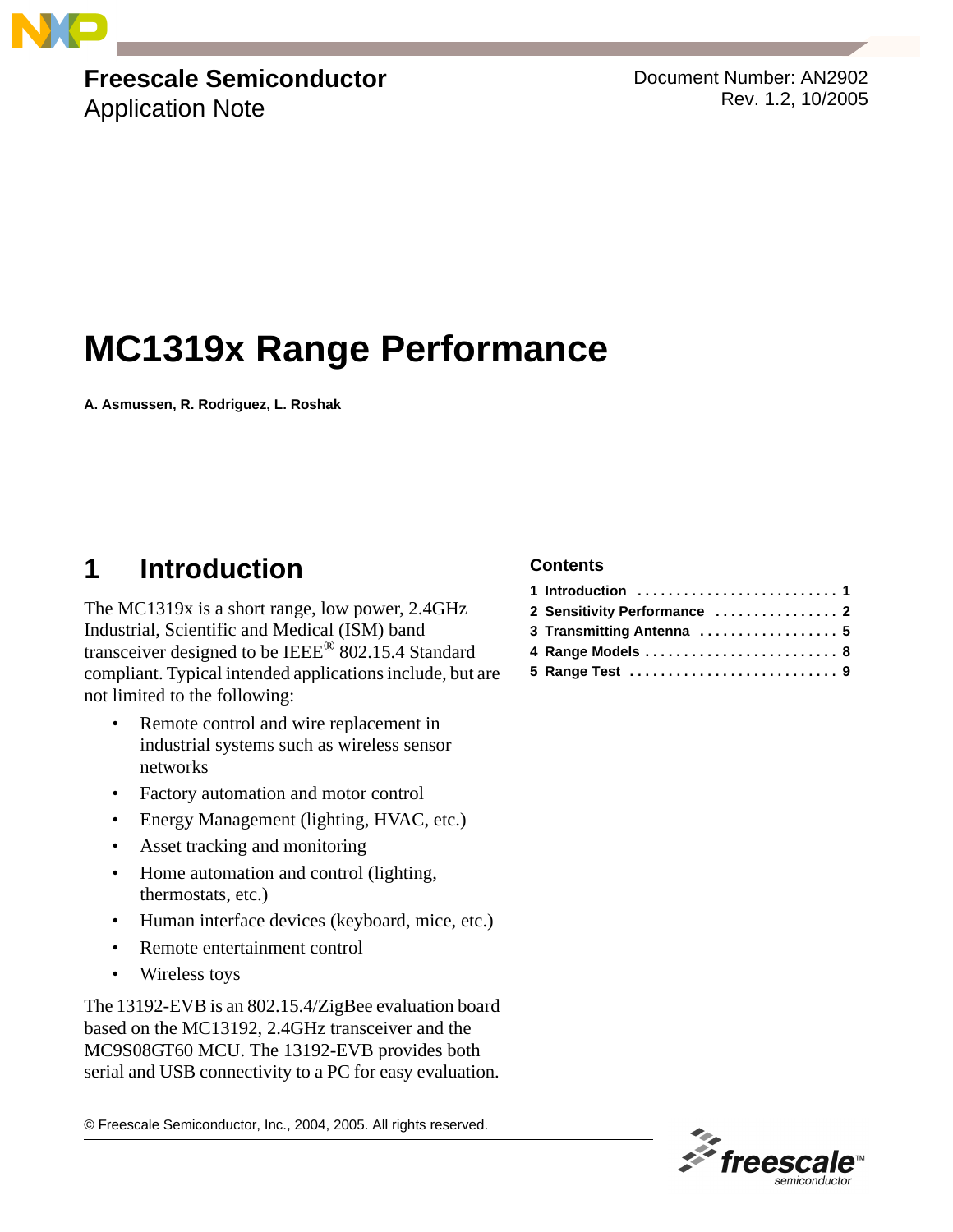**Freescale Semiconductor**
Application Note

Document Number: AN2902
Rev. 1.2, 10/2005

# MC1319x Range Performance

**A. Asmussen, R. Rodriguez, L. Roshak**

## 1 Introduction

The MC1319x is a short range, low power, 2.4GHz Industrial, Scientific and Medical (ISM) band transceiver designed to be IEEE® 802.15.4 Standard compliant. Typical intended applications include, but are not limited to the following:

- Remote control and wire replacement in industrial systems such as wireless sensor networks
- Factory automation and motor control
- Energy Management (lighting, HVAC, etc.)
- Asset tracking and monitoring
- Home automation and control (lighting, thermostats, etc.)
- Human interface devices (keyboard, mice, etc.)
- Remote entertainment control
- Wireless toys

The 13192-EVB is an 802.15.4/ZigBee evaluation board based on the MC13192, 2.4GHz transceiver and the MC9S08GT60 MCU. The 13192-EVB provides both serial and USB connectivity to a PC for easy evaluation.

**Contents**

1 Introduction .......................... 1
2 Sensitivity Performance ................ 2
3 Transmitting Antenna .................. 5
4 Range Models ......................... 8
5 Range Test ........................... 9

© Freescale Semiconductor, Inc., 2004, 2005. All rights reserved.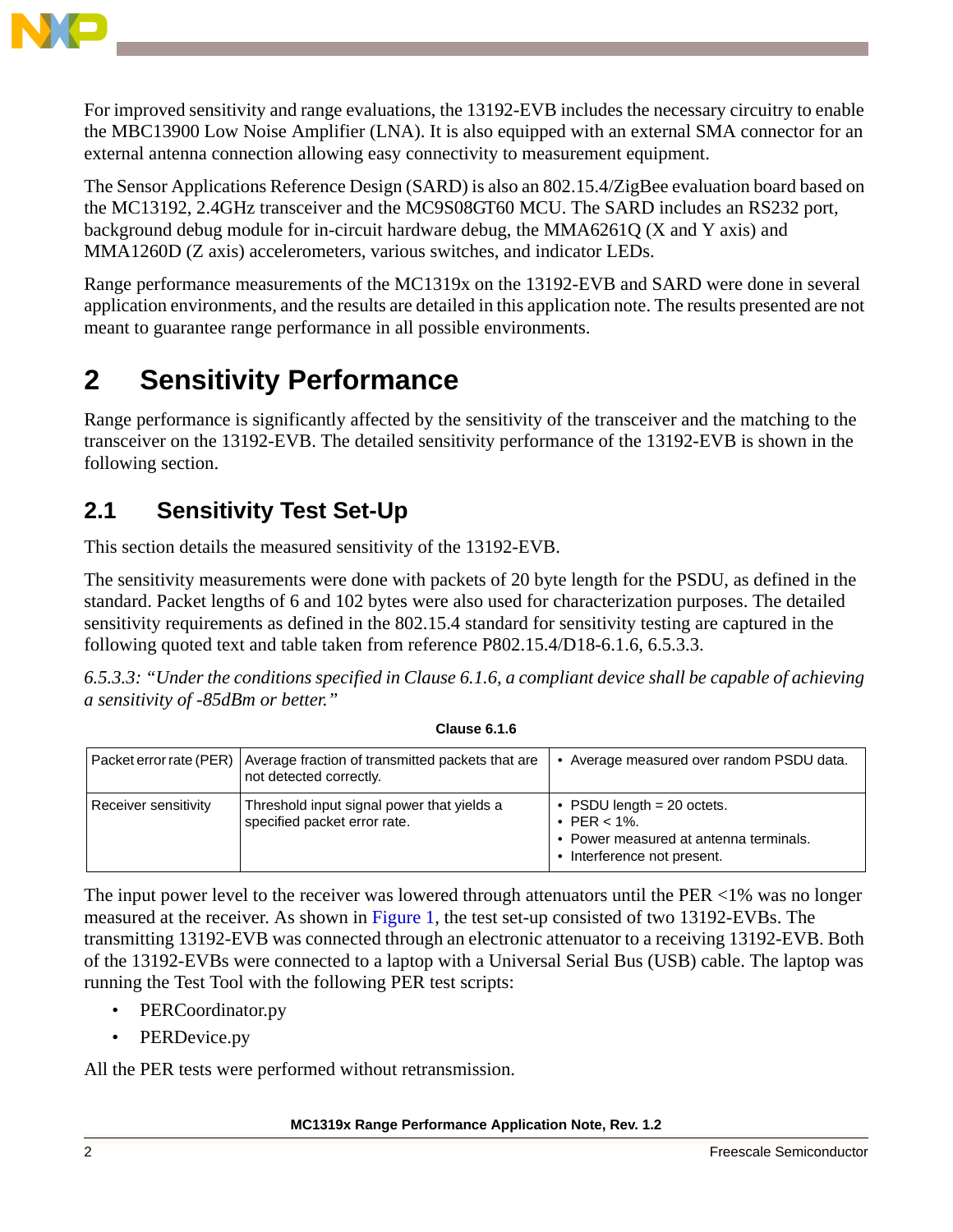For improved sensitivity and range evaluations, the 13192-EVB includes the necessary circuitry to enable the MBC13900 Low Noise Amplifier (LNA). It is also equipped with an external SMA connector for an external antenna connection allowing easy connectivity to measurement equipment.

The Sensor Applications Reference Design (SARD) is also an 802.15.4/ZigBee evaluation board based on the MC13192, 2.4GHz transceiver and the MC9S08GT60 MCU. The SARD includes an RS232 port, background debug module for in-circuit hardware debug, the MMA6261Q (X and Y axis) and MMA1260D (Z axis) accelerometers, various switches, and indicator LEDs.

Range performance measurements of the MC1319x on the 13192-EVB and SARD were done in several application environments, and the results are detailed in this application note. The results presented are not meant to guarantee range performance in all possible environments.

# 2 Sensitivity Performance

Range performance is significantly affected by the sensitivity of the transceiver and the matching to the transceiver on the 13192-EVB. The detailed sensitivity performance of the 13192-EVB is shown in the following section.

## 2.1 Sensitivity Test Set-Up

This section details the measured sensitivity of the 13192-EVB.

The sensitivity measurements were done with packets of 20 byte length for the PSDU, as defined in the standard. Packet lengths of 6 and 102 bytes were also used for characterization purposes. The detailed sensitivity requirements as defined in the 802.15.4 standard for sensitivity testing are captured in the following quoted text and table taken from reference P802.15.4/D18-6.1.6, 6.5.3.3.

*6.5.3.3: "Under the conditions specified in Clause 6.1.6, a compliant device shall be capable of achieving a sensitivity of -85dBm or better."*

**Clause 6.1.6**

| | | |
|---|---|---|
| Packet error rate (PER) | Average fraction of transmitted packets that are not detected correctly. | • Average measured over random PSDU data. |
| Receiver sensitivity | Threshold input signal power that yields a specified packet error rate. | • PSDU length = 20 octets.<br>• PER < 1%.<br>• Power measured at antenna terminals.<br>• Interference not present. |

The input power level to the receiver was lowered through attenuators until the PER <1% was no longer measured at the receiver. As shown in Figure 1, the test set-up consisted of two 13192-EVBs. The transmitting 13192-EVB was connected through an electronic attenuator to a receiving 13192-EVB. Both of the 13192-EVBs were connected to a laptop with a Universal Serial Bus (USB) cable. The laptop was running the Test Tool with the following PER test scripts:

- PERCoordinator.py
- PERDevice.py

All the PER tests were performed without retransmission.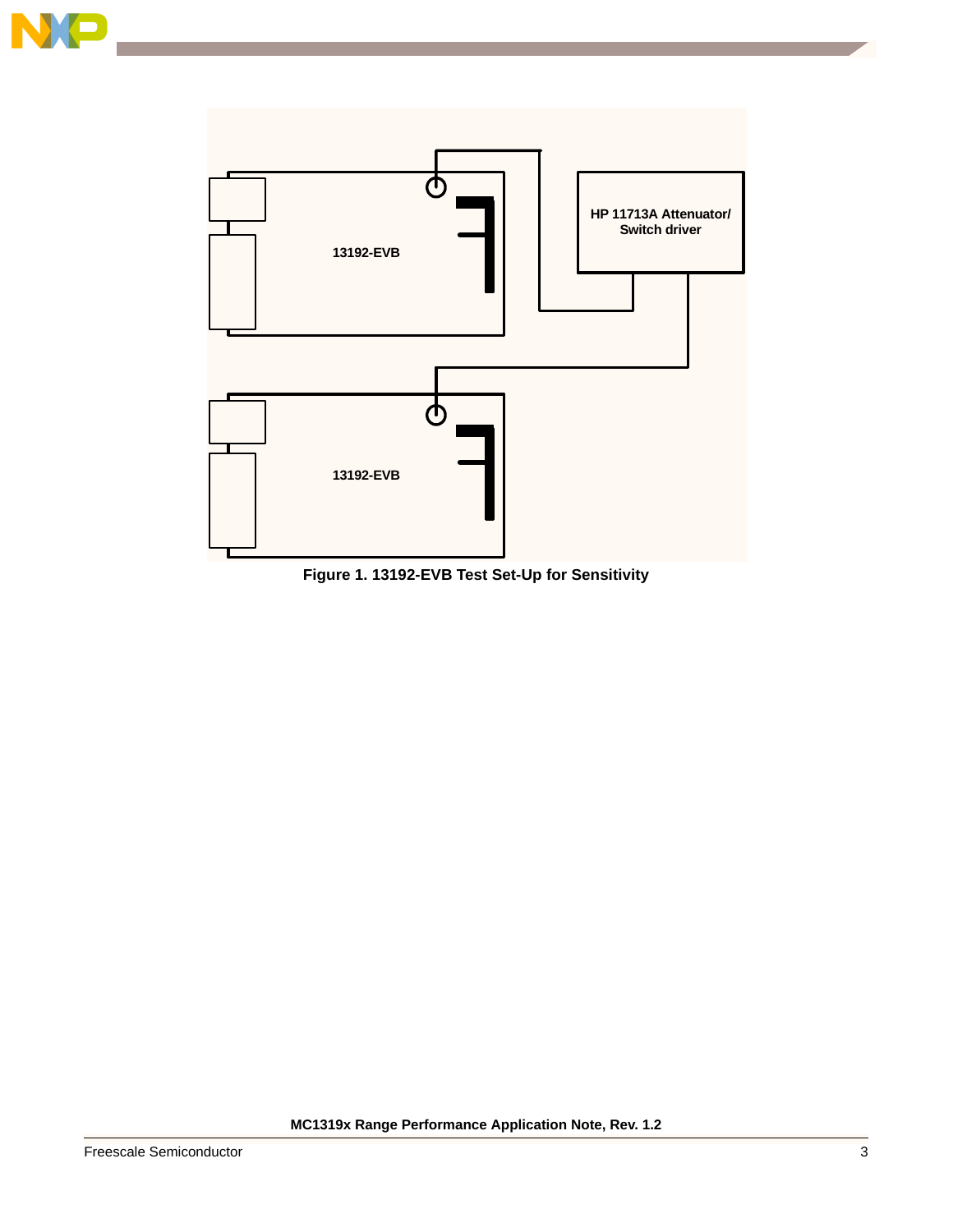13192-EVB

HP 11713A Attenuator/
Switch driver

13192-EVB

**Figure 1. 13192-EVB Test Set-Up for Sensitivity**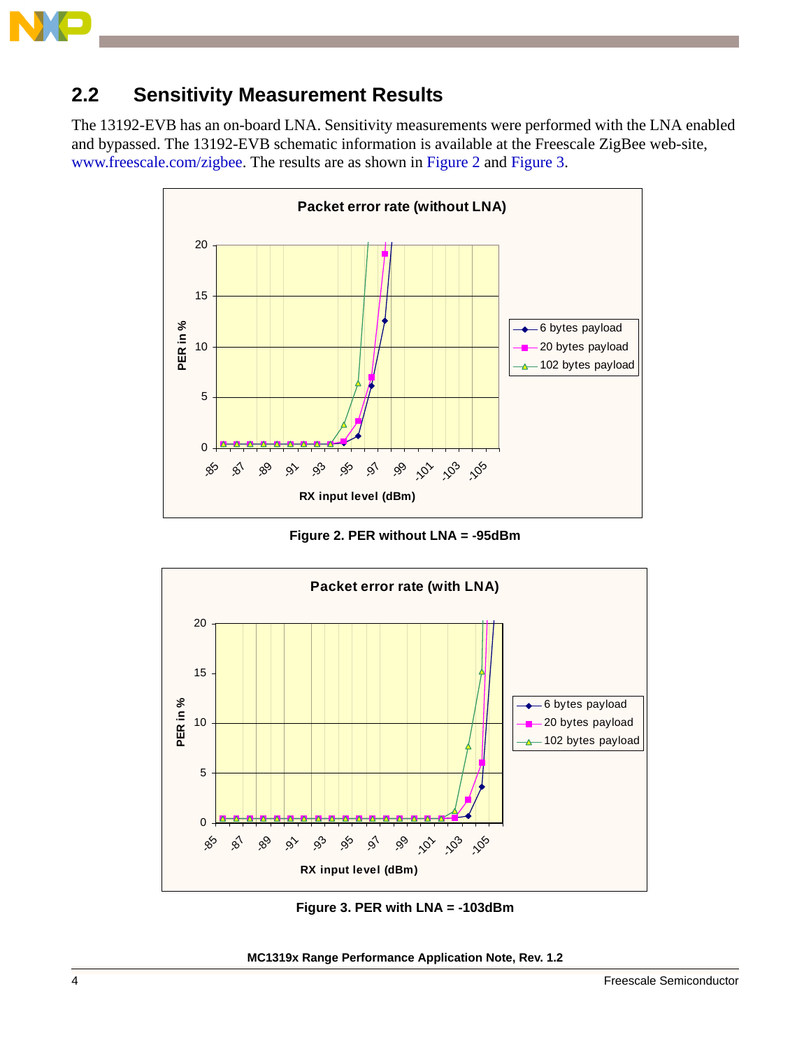## 2.2 Sensitivity Measurement Results

The 13192-EVB has an on-board LNA. Sensitivity measurements were performed with the LNA enabled and bypassed. The 13192-EVB schematic information is available at the Freescale ZigBee web-site, www.freescale.com/zigbee. The results are as shown in Figure 2 and Figure 3.

**Figure 2. PER without LNA = -95dBm**

**Figure 3. PER with LNA = -103dBm**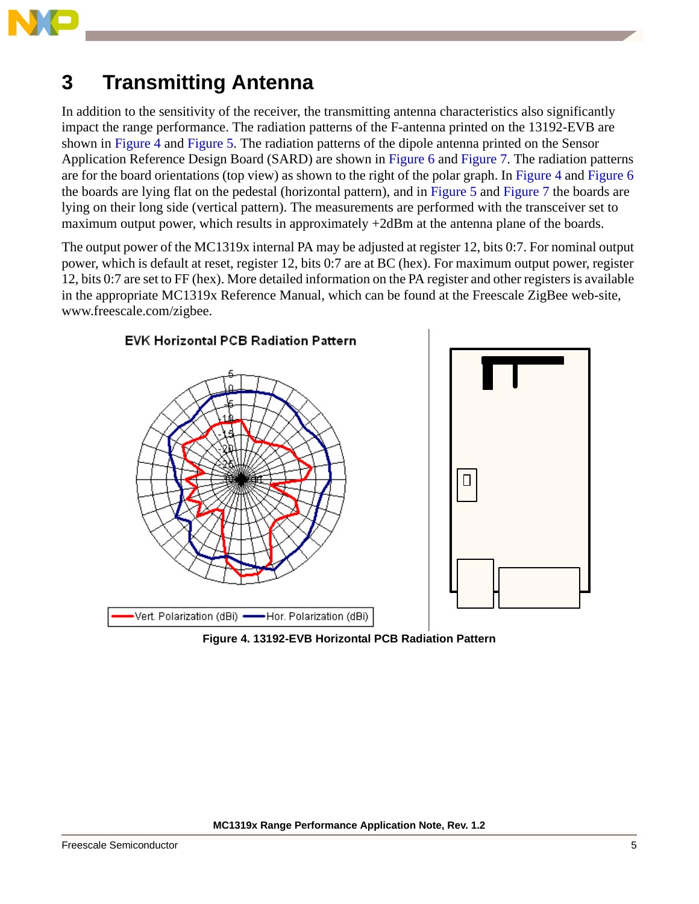# 3 Transmitting Antenna

In addition to the sensitivity of the receiver, the transmitting antenna characteristics also significantly impact the range performance. The radiation patterns of the F-antenna printed on the 13192-EVB are shown in Figure 4 and Figure 5. The radiation patterns of the dipole antenna printed on the Sensor Application Reference Design Board (SARD) are shown in Figure 6 and Figure 7. The radiation patterns are for the board orientations (top view) as shown to the right of the polar graph. In Figure 4 and Figure 6 the boards are lying flat on the pedestal (horizontal pattern), and in Figure 5 and Figure 7 the boards are lying on their long side (vertical pattern). The measurements are performed with the transceiver set to maximum output power, which results in approximately +2dBm at the antenna plane of the boards.

The output power of the MC1319x internal PA may be adjusted at register 12, bits 0:7. For nominal output power, which is default at reset, register 12, bits 0:7 are at BC (hex). For maximum output power, register 12, bits 0:7 are set to FF (hex). More detailed information on the PA register and other registers is available in the appropriate MC1319x Reference Manual, which can be found at the Freescale ZigBee web-site, www.freescale.com/zigbee.

**Figure 4. 13192-EVB Horizontal PCB Radiation Pattern**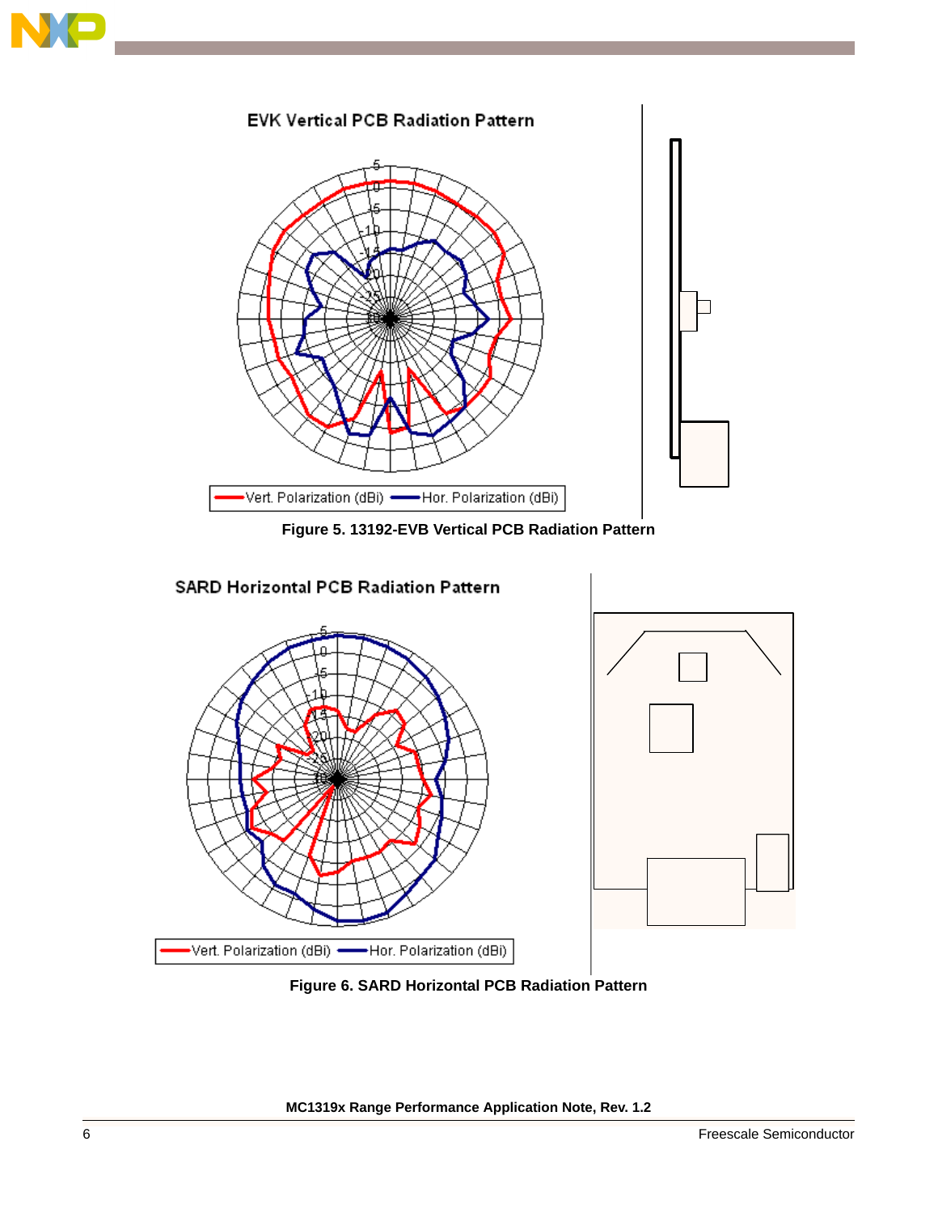Figure 5. 13192-EVB Vertical PCB Radiation Pattern

Figure 6. SARD Horizontal PCB Radiation Pattern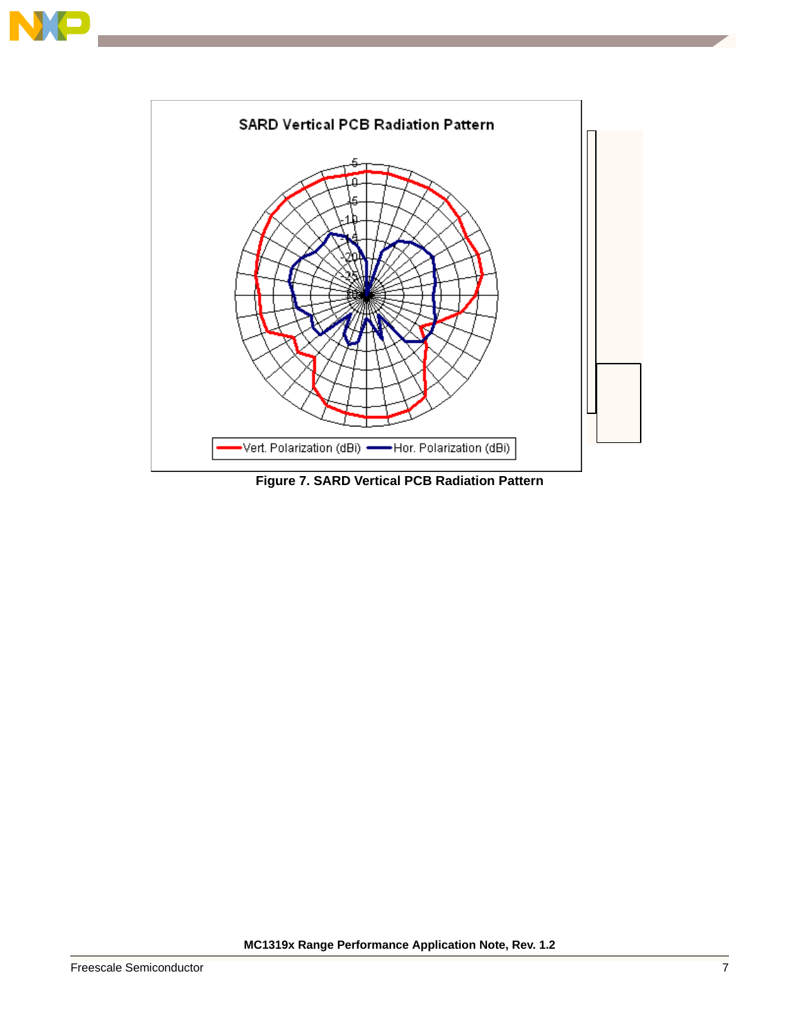Figure 7. SARD Vertical PCB Radiation Pattern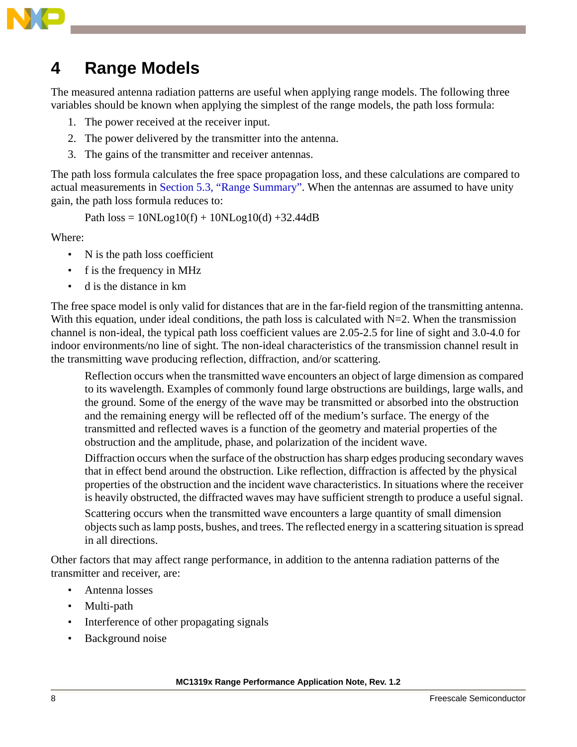# 4 Range Models

The measured antenna radiation patterns are useful when applying range models. The following three variables should be known when applying the simplest of the range models, the path loss formula:

1. The power received at the receiver input.
2. The power delivered by the transmitter into the antenna.
3. The gains of the transmitter and receiver antennas.

The path loss formula calculates the free space propagation loss, and these calculations are compared to actual measurements in Section 5.3, "Range Summary". When the antennas are assumed to have unity gain, the path loss formula reduces to:

$$\text{Path loss} = 10N\text{Log}10(f) + 10N\text{Log}10(d) + 32.44\text{dB}$$

Where:

- N is the path loss coefficient
- f is the frequency in MHz
- d is the distance in km

The free space model is only valid for distances that are in the far-field region of the transmitting antenna. With this equation, under ideal conditions, the path loss is calculated with N=2. When the transmission channel is non-ideal, the typical path loss coefficient values are 2.05-2.5 for line of sight and 3.0-4.0 for indoor environments/no line of sight. The non-ideal characteristics of the transmission channel result in the transmitting wave producing reflection, diffraction, and/or scattering.

Reflection occurs when the transmitted wave encounters an object of large dimension as compared to its wavelength. Examples of commonly found large obstructions are buildings, large walls, and the ground. Some of the energy of the wave may be transmitted or absorbed into the obstruction and the remaining energy will be reflected off of the medium's surface. The energy of the transmitted and reflected waves is a function of the geometry and material properties of the obstruction and the amplitude, phase, and polarization of the incident wave.

Diffraction occurs when the surface of the obstruction has sharp edges producing secondary waves that in effect bend around the obstruction. Like reflection, diffraction is affected by the physical properties of the obstruction and the incident wave characteristics. In situations where the receiver is heavily obstructed, the diffracted waves may have sufficient strength to produce a useful signal.

Scattering occurs when the transmitted wave encounters a large quantity of small dimension objects such as lamp posts, bushes, and trees. The reflected energy in a scattering situation is spread in all directions.

Other factors that may affect range performance, in addition to the antenna radiation patterns of the transmitter and receiver, are:

- Antenna losses
- Multi-path
- Interference of other propagating signals
- Background noise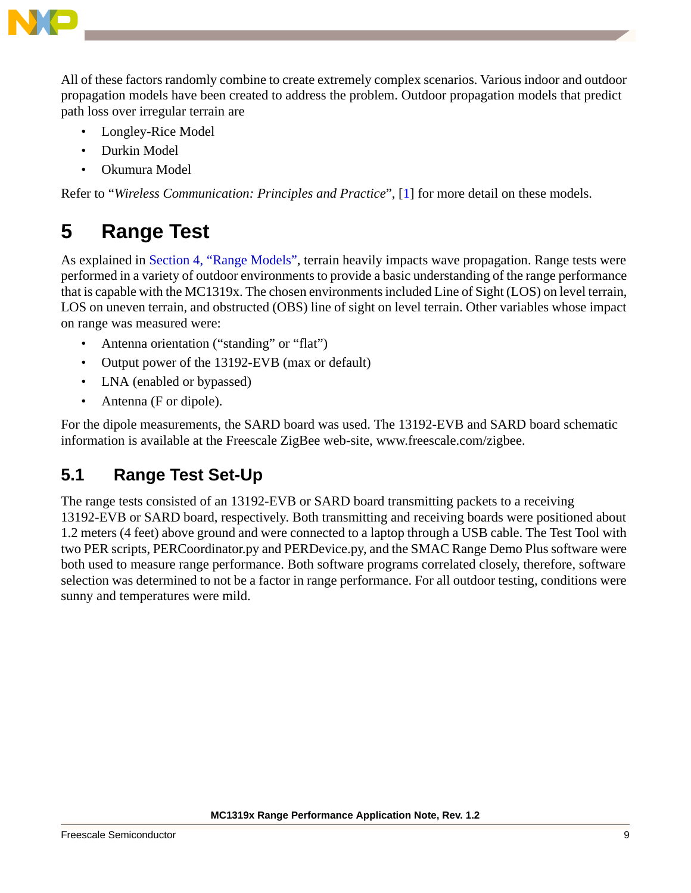All of these factors randomly combine to create extremely complex scenarios. Various indoor and outdoor propagation models have been created to address the problem. Outdoor propagation models that predict path loss over irregular terrain are

- Longley-Rice Model
- Durkin Model
- Okumura Model

Refer to "*Wireless Communication: Principles and Practice*", [1] for more detail on these models.

# 5 Range Test

As explained in Section 4, "Range Models", terrain heavily impacts wave propagation. Range tests were performed in a variety of outdoor environments to provide a basic understanding of the range performance that is capable with the MC1319x. The chosen environments included Line of Sight (LOS) on level terrain, LOS on uneven terrain, and obstructed (OBS) line of sight on level terrain. Other variables whose impact on range was measured were:

- Antenna orientation ("standing" or "flat")
- Output power of the 13192-EVB (max or default)
- LNA (enabled or bypassed)
- Antenna (F or dipole).

For the dipole measurements, the SARD board was used. The 13192-EVB and SARD board schematic information is available at the Freescale ZigBee web-site, www.freescale.com/zigbee.

## 5.1 Range Test Set-Up

The range tests consisted of an 13192-EVB or SARD board transmitting packets to a receiving 13192-EVB or SARD board, respectively. Both transmitting and receiving boards were positioned about 1.2 meters (4 feet) above ground and were connected to a laptop through a USB cable. The Test Tool with two PER scripts, PERCoordinator.py and PERDevice.py, and the SMAC Range Demo Plus software were both used to measure range performance. Both software programs correlated closely, therefore, software selection was determined to not be a factor in range performance. For all outdoor testing, conditions were sunny and temperatures were mild.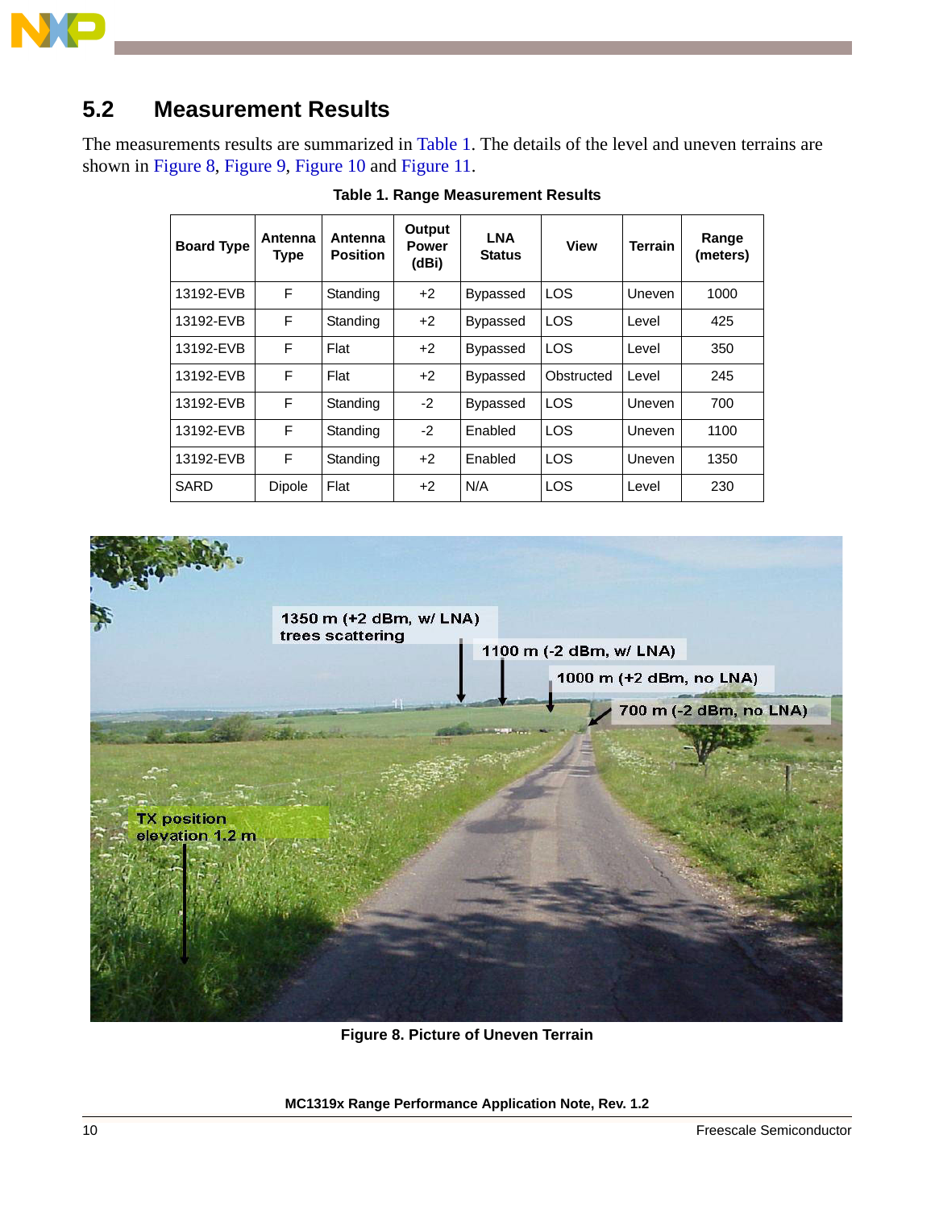## 5.2 Measurement Results

The measurements results are summarized in Table 1. The details of the level and uneven terrains are shown in Figure 8, Figure 9, Figure 10 and Figure 11.

**Table 1. Range Measurement Results**

| Board Type | Antenna Type | Antenna Position | Output Power (dBi) | LNA Status | View | Terrain | Range (meters) |
|---|---|---|---|---|---|---|---|
| 13192-EVB | F | Standing | +2 | Bypassed | LOS | Uneven | 1000 |
| 13192-EVB | F | Standing | +2 | Bypassed | LOS | Level | 425 |
| 13192-EVB | F | Flat | +2 | Bypassed | LOS | Level | 350 |
| 13192-EVB | F | Flat | +2 | Bypassed | Obstructed | Level | 245 |
| 13192-EVB | F | Standing | -2 | Bypassed | LOS | Uneven | 700 |
| 13192-EVB | F | Standing | -2 | Enabled | LOS | Uneven | 1100 |
| 13192-EVB | F | Standing | +2 | Enabled | LOS | Uneven | 1350 |
| SARD | Dipole | Flat | +2 | N/A | LOS | Level | 230 |

**Figure 8. Picture of Uneven Terrain**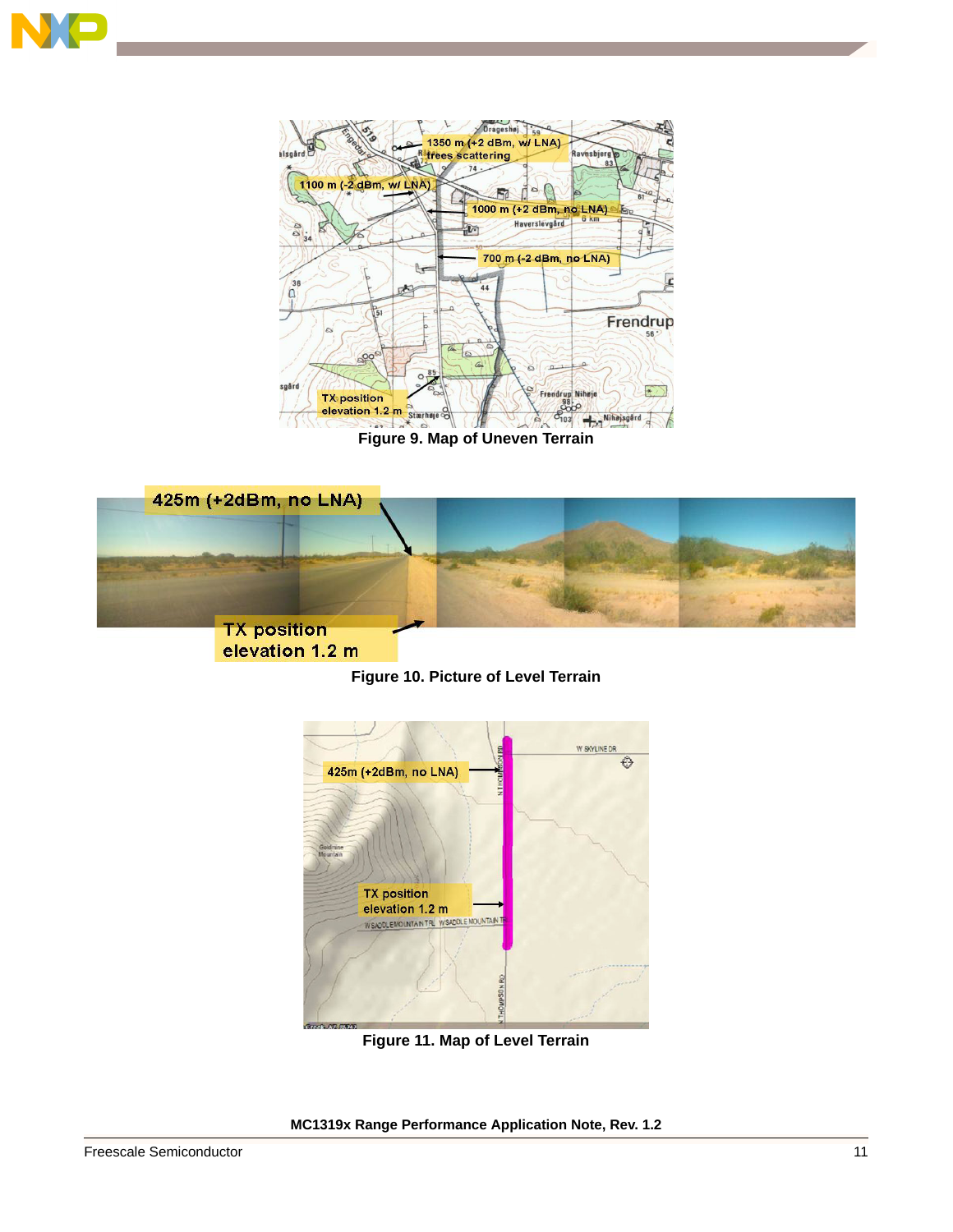Figure 9. Map of Uneven Terrain

Figure 10. Picture of Level Terrain

Figure 11. Map of Level Terrain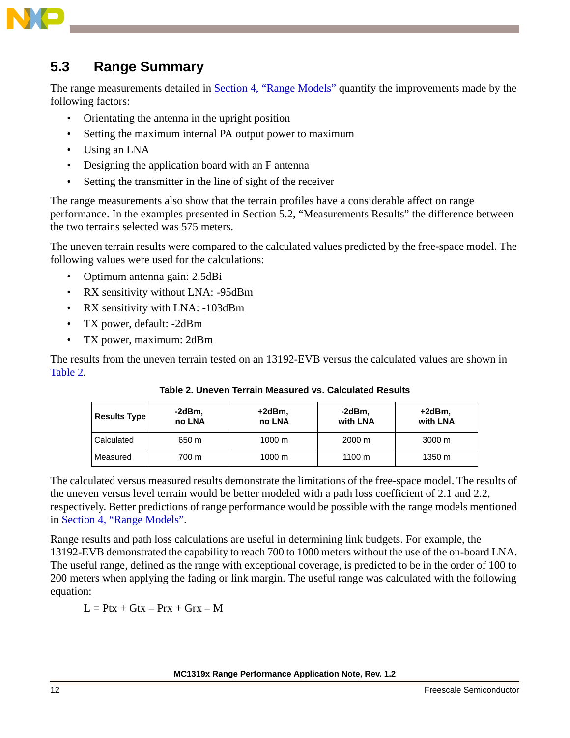## 5.3 Range Summary

The range measurements detailed in Section 4, "Range Models" quantify the improvements made by the following factors:

- Orientating the antenna in the upright position
- Setting the maximum internal PA output power to maximum
- Using an LNA
- Designing the application board with an F antenna
- Setting the transmitter in the line of sight of the receiver

The range measurements also show that the terrain profiles have a considerable affect on range performance. In the examples presented in Section 5.2, "Measurements Results" the difference between the two terrains selected was 575 meters.

The uneven terrain results were compared to the calculated values predicted by the free-space model. The following values were used for the calculations:

- Optimum antenna gain: 2.5dBi
- RX sensitivity without LNA: -95dBm
- RX sensitivity with LNA: -103dBm
- TX power, default: -2dBm
- TX power, maximum: 2dBm

The results from the uneven terrain tested on an 13192-EVB versus the calculated values are shown in Table 2.

**Table 2. Uneven Terrain Measured vs. Calculated Results**

| Results Type | -2dBm, no LNA | +2dBm, no LNA | -2dBm, with LNA | +2dBm, with LNA |
|---|---|---|---|---|
| Calculated | 650 m | 1000 m | 2000 m | 3000 m |
| Measured | 700 m | 1000 m | 1100 m | 1350 m |

The calculated versus measured results demonstrate the limitations of the free-space model. The results of the uneven versus level terrain would be better modeled with a path loss coefficient of 2.1 and 2.2, respectively. Better predictions of range performance would be possible with the range models mentioned in Section 4, "Range Models".

Range results and path loss calculations are useful in determining link budgets. For example, the 13192-EVB demonstrated the capability to reach 700 to 1000 meters without the use of the on-board LNA. The useful range, defined as the range with exceptional coverage, is predicted to be in the order of 100 to 200 meters when applying the fading or link margin. The useful range was calculated with the following equation:

$$L = Ptx + Gtx - Prx + Grx - M$$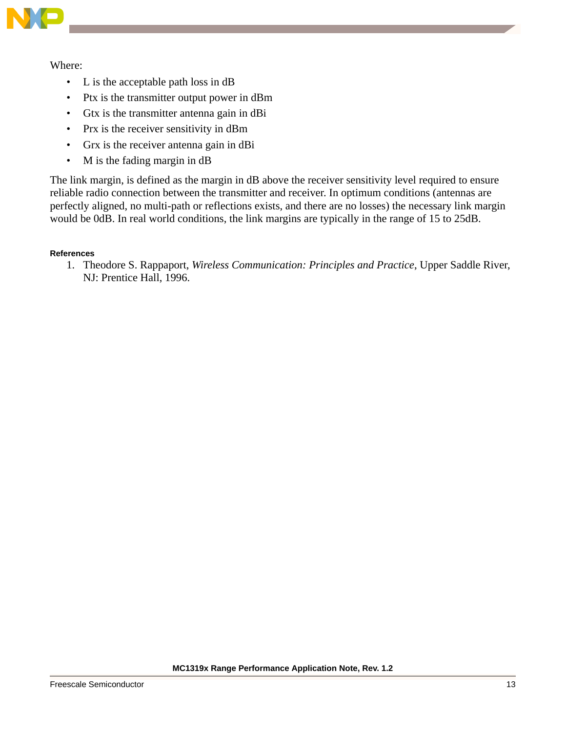Where:

- L is the acceptable path loss in dB
- Ptx is the transmitter output power in dBm
- Gtx is the transmitter antenna gain in dBi
- Prx is the receiver sensitivity in dBm
- Grx is the receiver antenna gain in dBi
- M is the fading margin in dB

The link margin, is defined as the margin in dB above the receiver sensitivity level required to ensure reliable radio connection between the transmitter and receiver. In optimum conditions (antennas are perfectly aligned, no multi-path or reflections exists, and there are no losses) the necessary link margin would be 0dB. In real world conditions, the link margins are typically in the range of 15 to 25dB.

**References**

1. Theodore S. Rappaport, *Wireless Communication: Principles and Practice*, Upper Saddle River, NJ: Prentice Hall, 1996.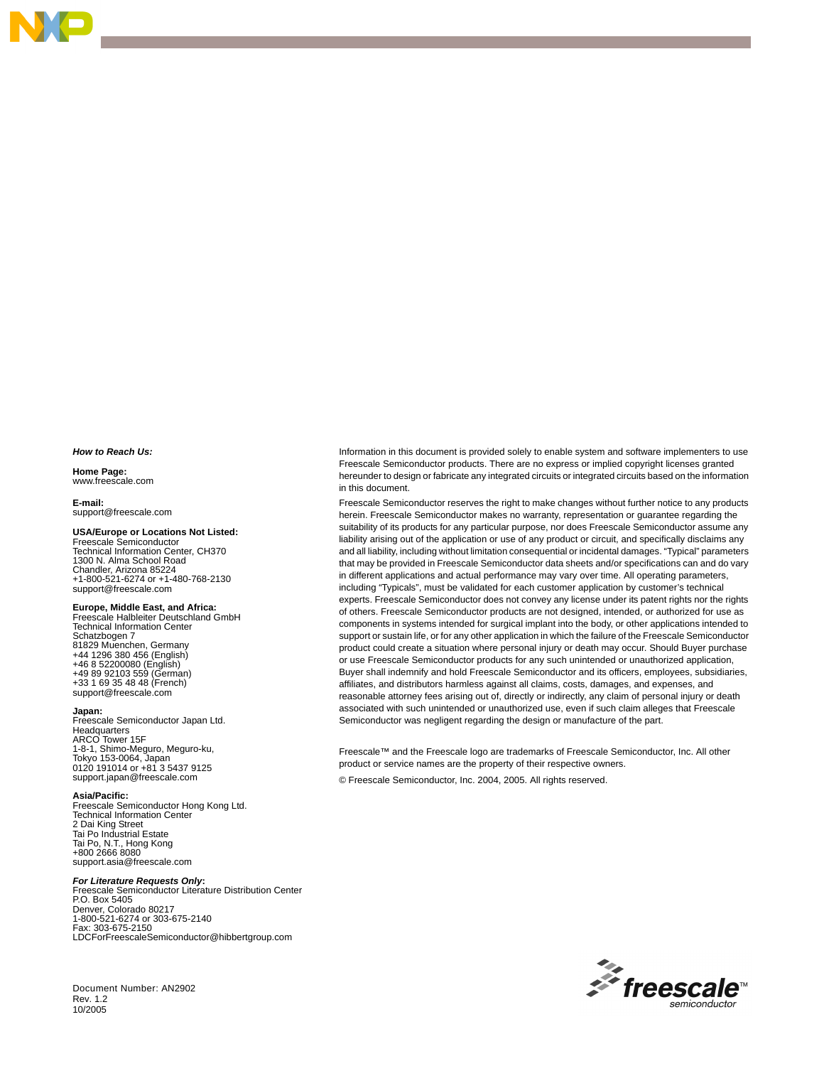***How to Reach Us:***

**Home Page:**
www.freescale.com

**E-mail:**
support@freescale.com

**USA/Europe or Locations Not Listed:**
Freescale Semiconductor
Technical Information Center, CH370
1300 N. Alma School Road
Chandler, Arizona 85224
+1-800-521-6274 or +1-480-768-2130
support@freescale.com

**Europe, Middle East, and Africa:**
Freescale Halbleiter Deutschland GmbH
Technical Information Center
Schatzbogen 7
81829 Muenchen, Germany
+44 1296 380 456 (English)
+46 8 52200080 (English)
+49 89 92103 559 (German)
+33 1 69 35 48 48 (French)
support@freescale.com

**Japan:**
Freescale Semiconductor Japan Ltd.
Headquarters
ARCO Tower 15F
1-8-1, Shimo-Meguro, Meguro-ku,
Tokyo 153-0064, Japan
0120 191014 or +81 3 5437 9125
support.japan@freescale.com

**Asia/Pacific:**
Freescale Semiconductor Hong Kong Ltd.
Technical Information Center
2 Dai King Street
Tai Po Industrial Estate
Tai Po, N.T., Hong Kong
+800 2666 8080
support.asia@freescale.com

***For Literature Requests Only*:**
Freescale Semiconductor Literature Distribution Center
P.O. Box 5405
Denver, Colorado 80217
1-800-521-6274 or 303-675-2140
Fax: 303-675-2150
LDCForFreescaleSemiconductor@hibbertgroup.com

Information in this document is provided solely to enable system and software implementers to use Freescale Semiconductor products. There are no express or implied copyright licenses granted hereunder to design or fabricate any integrated circuits or integrated circuits based on the information in this document.

Freescale Semiconductor reserves the right to make changes without further notice to any products herein. Freescale Semiconductor makes no warranty, representation or guarantee regarding the suitability of its products for any particular purpose, nor does Freescale Semiconductor assume any liability arising out of the application or use of any product or circuit, and specifically disclaims any and all liability, including without limitation consequential or incidental damages. "Typical" parameters that may be provided in Freescale Semiconductor data sheets and/or specifications can and do vary in different applications and actual performance may vary over time. All operating parameters, including "Typicals", must be validated for each customer application by customer's technical experts. Freescale Semiconductor does not convey any license under its patent rights nor the rights of others. Freescale Semiconductor products are not designed, intended, or authorized for use as components in systems intended for surgical implant into the body, or other applications intended to support or sustain life, or for any other application in which the failure of the Freescale Semiconductor product could create a situation where personal injury or death may occur. Should Buyer purchase or use Freescale Semiconductor products for any such unintended or unauthorized application, Buyer shall indemnify and hold Freescale Semiconductor and its officers, employees, subsidiaries, affiliates, and distributors harmless against all claims, costs, damages, and expenses, and reasonable attorney fees arising out of, directly or indirectly, any claim of personal injury or death associated with such unintended or unauthorized use, even if such claim alleges that Freescale Semiconductor was negligent regarding the design or manufacture of the part.

Freescale™ and the Freescale logo are trademarks of Freescale Semiconductor, Inc. All other product or service names are the property of their respective owners.

© Freescale Semiconductor, Inc. 2004, 2005. All rights reserved.

Document Number: AN2902
Rev. 1.2
10/2005